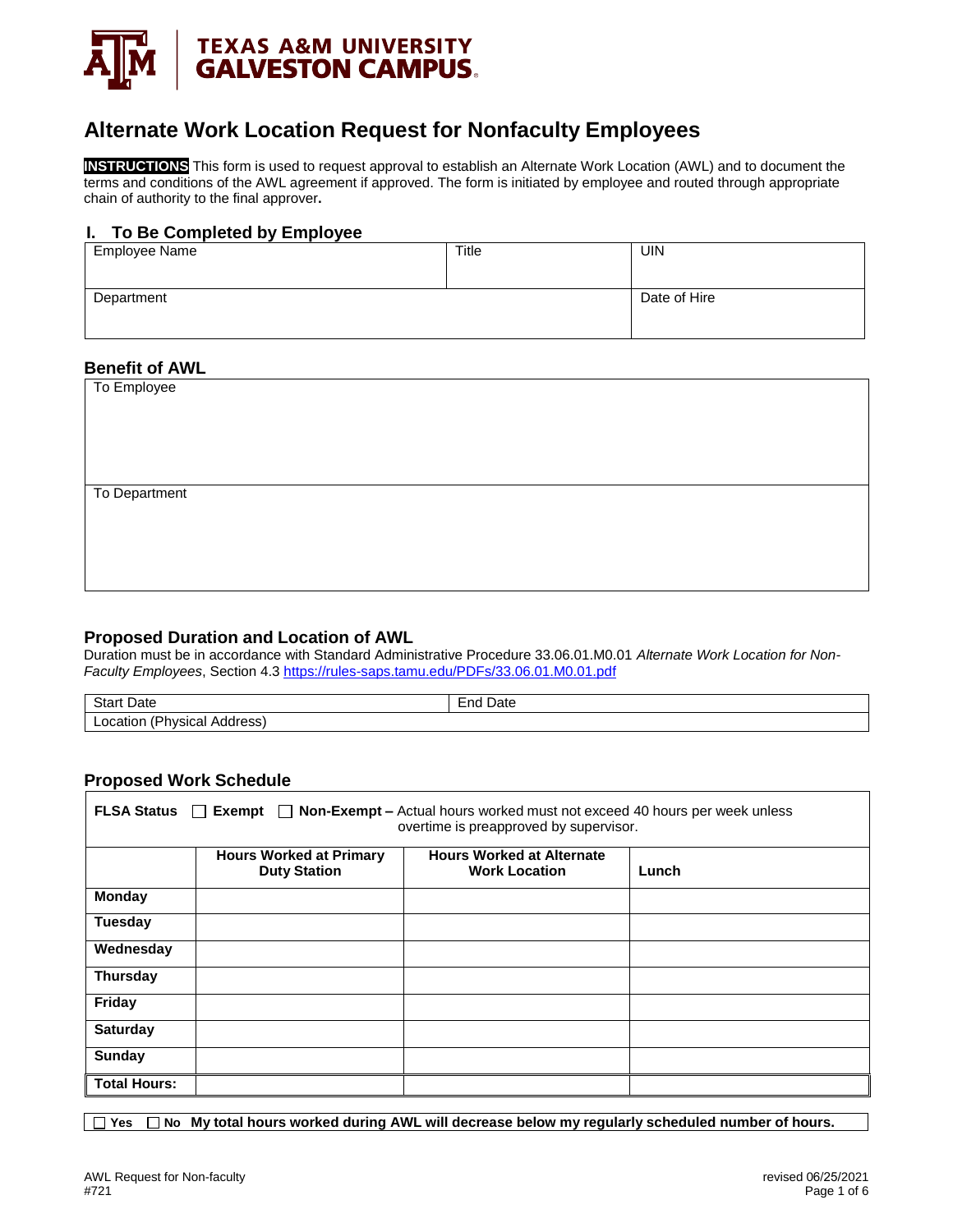TEXAS A&M UNIVERSITY GALVESTON CAMPUS

# Alternate Work Location Request for Nonfaculty Employees

**INSTRUCTIONS** This form is used to request approval to establish an Alternate Work Location (AWL) and to document the terms and conditions of the AWL agreement if approved. The form is initiated by employee and routed through appropriate chain of authority to the final approver**.**

## I. To Be Completed by Employee

| | | |
|---|---|---|
| Employee Name | Title | UIN |
| Department | | Date of Hire |

### Benefit of AWL

| |
|---|
| To Employee |
| To Department |

### Proposed Duration and Location of AWL

Duration must be in accordance with Standard Administrative Procedure 33.06.01.M0.01 *Alternate Work Location for Non-Faculty Employees*, Section 4.3 https://rules-saps.tamu.edu/PDFs/33.06.01.M0.01.pdf

| | |
|---|---|
| Start Date | End Date |
| Location (Physical Address) | |

### Proposed Work Schedule

**FLSA Status** ☐ **Exempt** ☐ **Non-Exempt –** Actual hours worked must not exceed 40 hours per week unless overtime is preapproved by supervisor.

| | Hours Worked at Primary Duty Station | Hours Worked at Alternate Work Location | Lunch |
|---|---|---|---|
| **Monday** | | | |
| **Tuesday** | | | |
| **Wednesday** | | | |
| **Thursday** | | | |
| **Friday** | | | |
| **Saturday** | | | |
| **Sunday** | | | |
| **Total Hours:** | | | |

☐ **Yes** ☐ **No** **My total hours worked during AWL will decrease below my regularly scheduled number of hours.**

AWL Request for Non-faculty
#721

revised 06/25/2021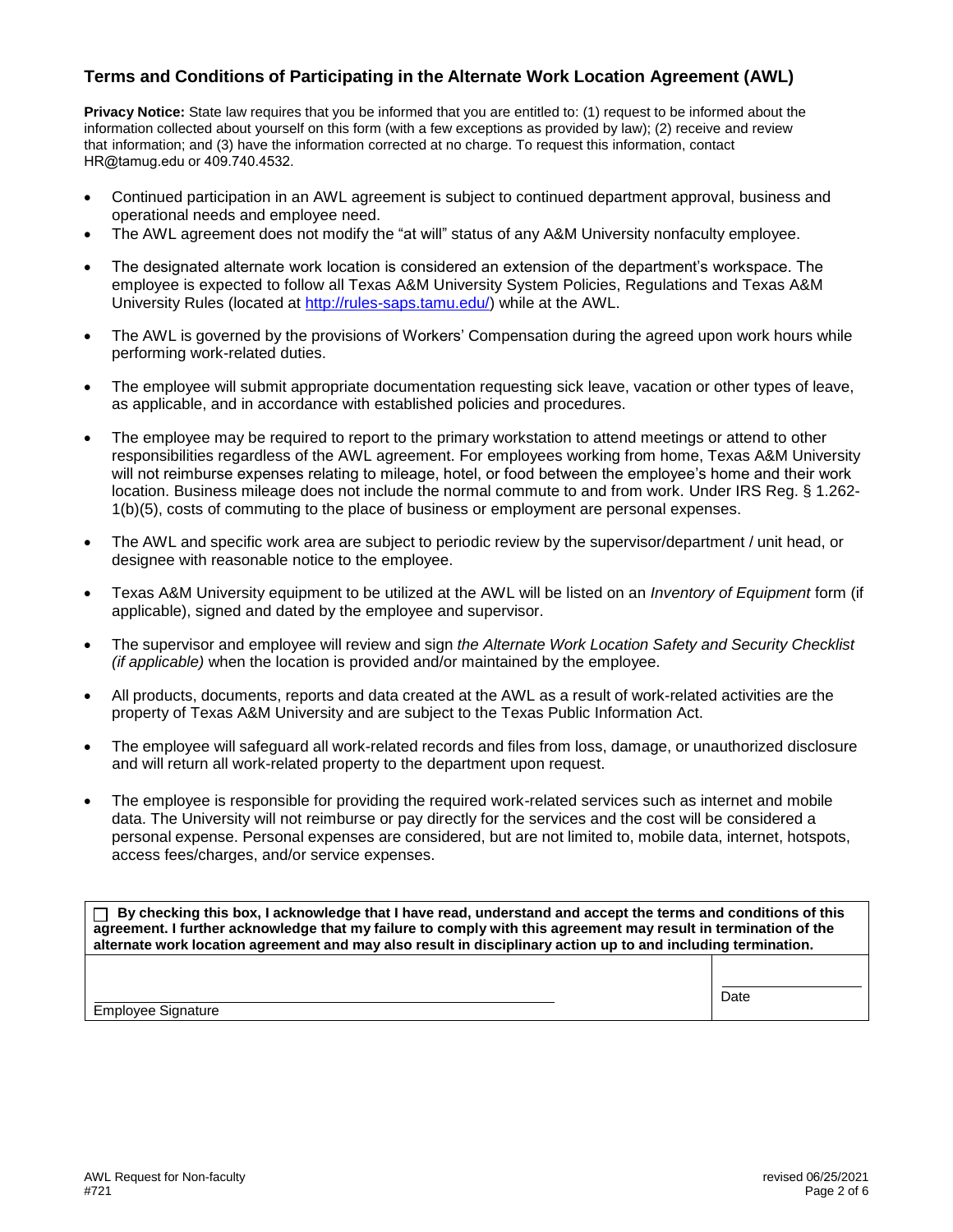## Terms and Conditions of Participating in the Alternate Work Location Agreement (AWL)

**Privacy Notice:** State law requires that you be informed that you are entitled to: (1) request to be informed about the information collected about yourself on this form (with a few exceptions as provided by law); (2) receive and review that information; and (3) have the information corrected at no charge. To request this information, contact HR@tamug.edu or 409.740.4532.

- Continued participation in an AWL agreement is subject to continued department approval, business and operational needs and employee need.
- The AWL agreement does not modify the "at will" status of any A&M University nonfaculty employee.
- The designated alternate work location is considered an extension of the department's workspace. The employee is expected to follow all Texas A&M University System Policies, Regulations and Texas A&M University Rules (located at [http://rules-saps.tamu.edu/](http://rules-saps.tamu.edu/)) while at the AWL.
- The AWL is governed by the provisions of Workers' Compensation during the agreed upon work hours while performing work-related duties.
- The employee will submit appropriate documentation requesting sick leave, vacation or other types of leave, as applicable, and in accordance with established policies and procedures.
- The employee may be required to report to the primary workstation to attend meetings or attend to other responsibilities regardless of the AWL agreement. For employees working from home, Texas A&M University will not reimburse expenses relating to mileage, hotel, or food between the employee's home and their work location. Business mileage does not include the normal commute to and from work. Under IRS Reg. § 1.262-1(b)(5), costs of commuting to the place of business or employment are personal expenses.
- The AWL and specific work area are subject to periodic review by the supervisor/department / unit head, or designee with reasonable notice to the employee.
- Texas A&M University equipment to be utilized at the AWL will be listed on an *Inventory of Equipment* form (if applicable), signed and dated by the employee and supervisor.
- The supervisor and employee will review and sign *the Alternate Work Location Safety and Security Checklist (if applicable)* when the location is provided and/or maintained by the employee.
- All products, documents, reports and data created at the AWL as a result of work-related activities are the property of Texas A&M University and are subject to the Texas Public Information Act.
- The employee will safeguard all work-related records and files from loss, damage, or unauthorized disclosure and will return all work-related property to the department upon request.
- The employee is responsible for providing the required work-related services such as internet and mobile data. The University will not reimburse or pay directly for the services and the cost will be considered a personal expense. Personal expenses are considered, but are not limited to, mobile data, internet, hotspots, access fees/charges, and/or service expenses.

☐ **By checking this box, I acknowledge that I have read, understand and accept the terms and conditions of this agreement. I further acknowledge that my failure to comply with this agreement may result in termination of the alternate work location agreement and may also result in disciplinary action up to and including termination.**

| | |
|---|---|
| Employee Signature | Date |

AWL Request for Non-faculty
#721

revised 06/25/2021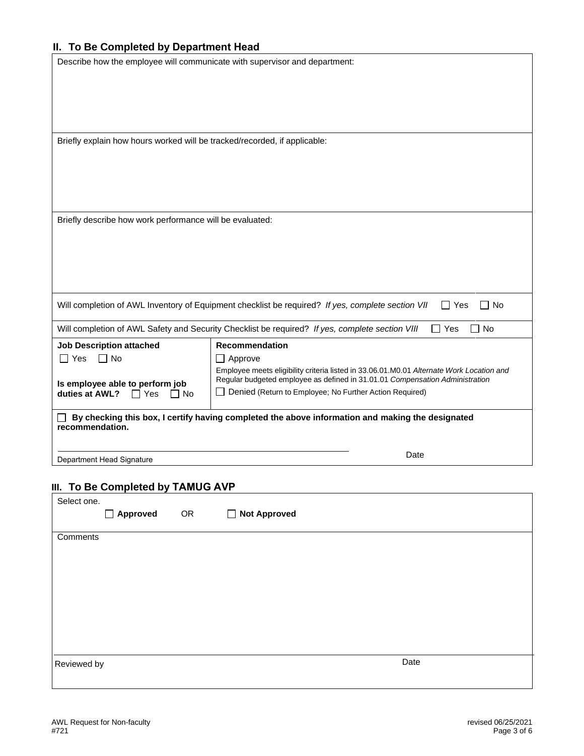## II. To Be Completed by Department Head

Describe how the employee will communicate with supervisor and department:

Briefly explain how hours worked will be tracked/recorded, if applicable:

Briefly describe how work performance will be evaluated:

Will completion of AWL Inventory of Equipment checklist be required? *If yes, complete section VII* ☐ Yes ☐ No

Will completion of AWL Safety and Security Checklist be required? *If yes, complete section VIII* ☐ Yes ☐ No

| **Job Description attached** | **Recommendation** |
|---|---|
| ☐ Yes ☐ No<br><br>**Is employee able to perform job duties at AWL?** ☐ Yes ☐ No | ☐ Approve<br>Employee meets eligibility criteria listed in 33.06.01.M0.01 *Alternate Work Location and* Regular budgeted employee as defined in 31.01.01 *Compensation Administration*<br>☐ Denied (Return to Employee; No Further Action Required) |

☐ **By checking this box, I certify having completed the above information and making the designated recommendation.**

Department Head Signature

Date

## III. To Be Completed by TAMUG AVP

Select one.

☐ **Approved** OR ☐ **Not Approved**

Comments

Reviewed by

Date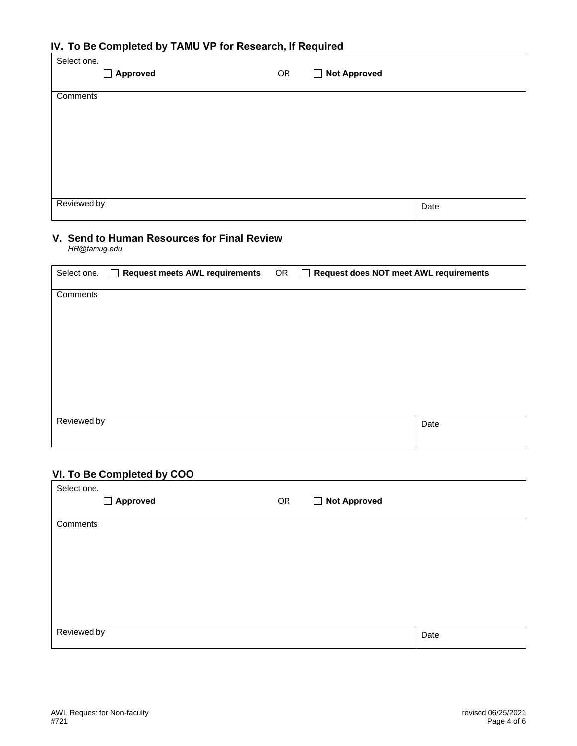## IV. To Be Completed by TAMU VP for Research, If Required

| | |
|---|---|
| Select one.<br>☐ **Approved** OR ☐ **Not Approved** | |
| Comments | |
| Reviewed by | Date |

## V. Send to Human Resources for Final Review

*HR@tamug.edu*

| | |
|---|---|
| Select one. ☐ **Request meets AWL requirements** OR ☐ **Request does NOT meet AWL requirements** | |
| Comments | |
| Reviewed by | Date |

## VI. To Be Completed by COO

| | |
|---|---|
| Select one.<br>☐ **Approved** OR ☐ **Not Approved** | |
| Comments | |
| Reviewed by | Date |

AWL Request for Non-faculty
#721

revised 06/25/2021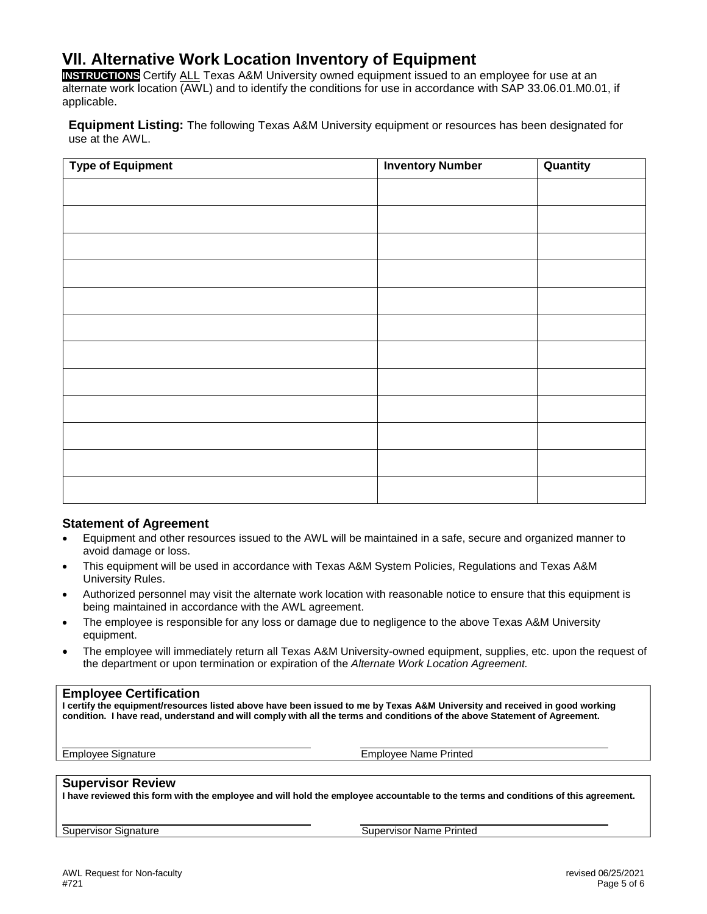## VII. Alternative Work Location Inventory of Equipment

**INSTRUCTIONS** Certify ALL Texas A&M University owned equipment issued to an employee for use at an alternate work location (AWL) and to identify the conditions for use in accordance with SAP 33.06.01.M0.01, if applicable.

**Equipment Listing:** The following Texas A&M University equipment or resources has been designated for use at the AWL.

| Type of Equipment | Inventory Number | Quantity |
|---|---|---|
| | | |
| | | |
| | | |
| | | |
| | | |
| | | |
| | | |
| | | |
| | | |
| | | |
| | | |
| | | |

### Statement of Agreement

- Equipment and other resources issued to the AWL will be maintained in a safe, secure and organized manner to avoid damage or loss.
- This equipment will be used in accordance with Texas A&M System Policies, Regulations and Texas A&M University Rules.
- Authorized personnel may visit the alternate work location with reasonable notice to ensure that this equipment is being maintained in accordance with the AWL agreement.
- The employee is responsible for any loss or damage due to negligence to the above Texas A&M University equipment.
- The employee will immediately return all Texas A&M University-owned equipment, supplies, etc. upon the request of the department or upon termination or expiration of the *Alternate Work Location Agreement.*

### Employee Certification

**I certify the equipment/resources listed above have been issued to me by Texas A&M University and received in good working condition. I have read, understand and will comply with all the terms and conditions of the above Statement of Agreement.**

Employee Signature ______________________ Employee Name Printed ______________________

### Supervisor Review

**I have reviewed this form with the employee and will hold the employee accountable to the terms and conditions of this agreement.**

Supervisor Signature ______________________ Supervisor Name Printed ______________________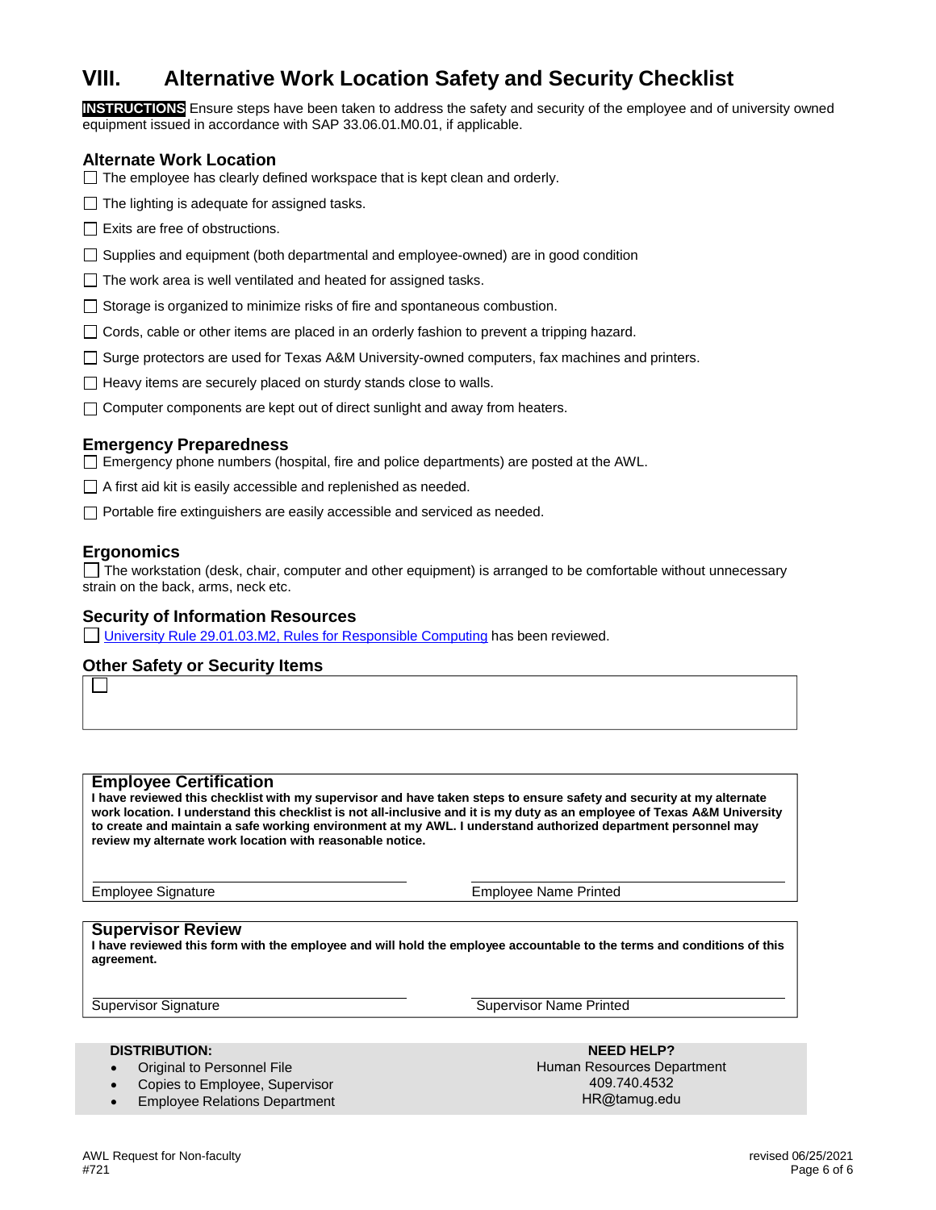# VIII. Alternative Work Location Safety and Security Checklist

**INSTRUCTIONS** Ensure steps have been taken to address the safety and security of the employee and of university owned equipment issued in accordance with SAP 33.06.01.M0.01, if applicable.

## Alternate Work Location

- ☐ The employee has clearly defined workspace that is kept clean and orderly.
- ☐ The lighting is adequate for assigned tasks.
- ☐ Exits are free of obstructions.
- ☐ Supplies and equipment (both departmental and employee-owned) are in good condition
- ☐ The work area is well ventilated and heated for assigned tasks.
- ☐ Storage is organized to minimize risks of fire and spontaneous combustion.
- ☐ Cords, cable or other items are placed in an orderly fashion to prevent a tripping hazard.
- ☐ Surge protectors are used for Texas A&M University-owned computers, fax machines and printers.
- ☐ Heavy items are securely placed on sturdy stands close to walls.
- ☐ Computer components are kept out of direct sunlight and away from heaters.

## Emergency Preparedness

- ☐ Emergency phone numbers (hospital, fire and police departments) are posted at the AWL.
- ☐ A first aid kit is easily accessible and replenished as needed.
- ☐ Portable fire extinguishers are easily accessible and serviced as needed.

## Ergonomics

- ☐ The workstation (desk, chair, computer and other equipment) is arranged to be comfortable without unnecessary strain on the back, arms, neck etc.

## Security of Information Resources

- ☐ University Rule 29.01.03.M2, Rules for Responsible Computing has been reviewed.

## Other Safety or Security Items

- ☐

## Employee Certification

**I have reviewed this checklist with my supervisor and have taken steps to ensure safety and security at my alternate work location. I understand this checklist is not all-inclusive and it is my duty as an employee of Texas A&M University to create and maintain a safe working environment at my AWL. I understand authorized department personnel may review my alternate work location with reasonable notice.**

| | |
|---|---|
| Employee Signature | Employee Name Printed |

## Supervisor Review

**I have reviewed this form with the employee and will hold the employee accountable to the terms and conditions of this agreement.**

| | |
|---|---|
| Supervisor Signature | Supervisor Name Printed |

**DISTRIBUTION:**

- Original to Personnel File
- Copies to Employee, Supervisor
- Employee Relations Department

**NEED HELP?**
Human Resources Department
409.740.4532
HR@tamug.edu

AWL Request for Non-faculty
#721

revised 06/25/2021